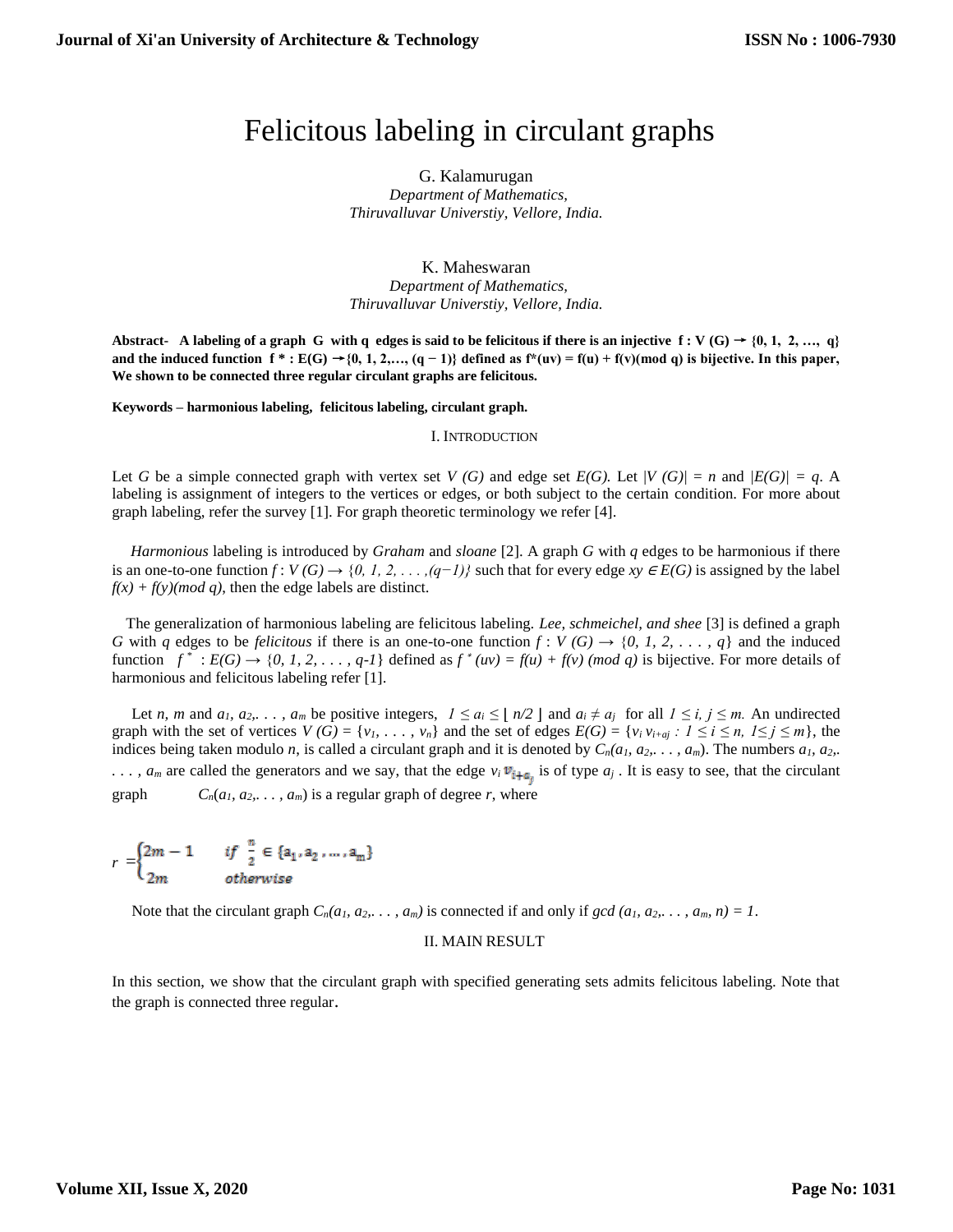# Felicitous labeling in circulant graphs

G. Kalamurugan
*Department of Mathematics,*
*Thiruvalluvar Universtiy, Vellore, India.*

K. Maheswaran
*Department of Mathematics,*
*Thiruvalluvar Universtiy, Vellore, India.*

**Abstract- A labeling of a graph G with q edges is said to be felicitous if there is an injective $f : V(G) \rightarrow \{0, 1, 2, \ldots, q\}$ and the induced function $f^* : E(G) \rightarrow \{0, 1, 2, \ldots, (q-1)\}$ defined as $f^*(uv) = f(u) + f(v) (\text{mod } q)$ is bijective. In this paper, We shown to be connected three regular circulant graphs are felicitous.**

**Keywords – harmonious labeling, felicitous labeling, circulant graph.**

## I. INTRODUCTION

Let *G* be a simple connected graph with vertex set *V (G)* and edge set *E(G).* Let $|V(G)| = n$ and $|E(G)| = q$. A labeling is assignment of integers to the vertices or edges, or both subject to the certain condition. For more about graph labeling, refer the survey [1]. For graph theoretic terminology we refer [4].

*Harmonious* labeling is introduced by *Graham* and *sloane* [2]. A graph *G* with *q* edges to be harmonious if there is an one-to-one function $f : V(G) \rightarrow \{0, 1, 2, \ldots, (q-1)\}$ such that for every edge $xy \in E(G)$ is assigned by the label $f(x) + f(y) (\text{mod } q)$, then the edge labels are distinct.

The generalization of harmonious labeling are felicitous labeling. *Lee, schmeichel, and shee* [3] is defined a graph *G* with *q* edges to be *felicitous* if there is an one-to-one function $f : V(G) \rightarrow \{0, 1, 2, \ldots, q\}$ and the induced function $f^* : E(G) \rightarrow \{0, 1, 2, \ldots, q-1\}$ defined as $f^*(uv) = f(u) + f(v) (\text{mod } q)$ is bijective. For more details of harmonious and felicitous labeling refer [1].

Let *n, m* and $a_1, a_2, \ldots, a_m$ be positive integers, $1 \leq a_i \leq \lfloor n/2 \rfloor$ and $a_i \neq a_j$ for all $1 \leq i, j \leq m$. An undirected graph with the set of vertices $V(G) = \{v_1, \ldots, v_n\}$ and the set of edges $E(G) = \{v_i v_{i+aj} : 1 \leq i \leq n, 1 \leq j \leq m\}$, the indices being taken modulo *n*, is called a circulant graph and it is denoted by $C_n(a_1, a_2, \ldots, a_m)$. The numbers $a_1, a_2, \ldots, a_m$ are called the generators and we say, that the edge $v_i v_{i+a_j}$ is of type $a_j$. It is easy to see, that the circulant graph $C_n(a_1, a_2, \ldots, a_m)$ is a regular graph of degree *r*, where

$$r = \begin{cases} 2m-1 & \text{if } \frac{n}{2} \in \{a_1, a_2, \ldots, a_m\} \\ 2m & \text{otherwise} \end{cases}$$

Note that the circulant graph $C_n(a_1, a_2, \ldots, a_m)$ is connected if and only if $\gcd(a_1, a_2, \ldots, a_m, n) = 1$.

## II. MAIN RESULT

In this section, we show that the circulant graph with specified generating sets admits felicitous labeling. Note that the graph is connected three regular.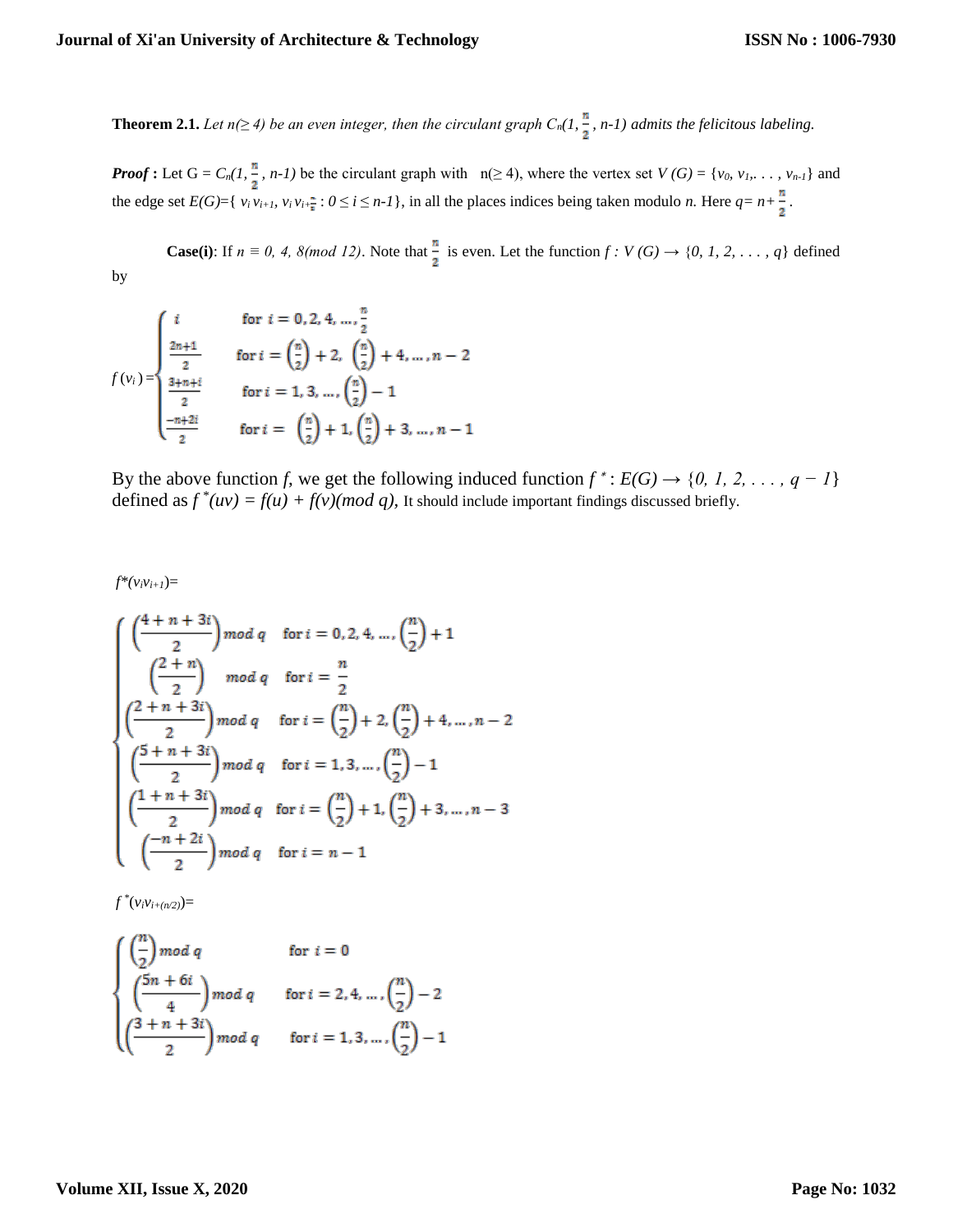**Theorem 2.1.** *Let $n(\geq 4)$ be an even integer, then the circulant graph $C_n(1, \frac{n}{2}, n\text{-}1)$ admits the felicitous labeling.*

***Proof*** **:** Let G = $C_n(1, \frac{n}{2}, n\text{-}1)$ be the circulant graph with $n(\geq 4)$, where the vertex set $V(G) = \{v_0, v_1, \ldots, v_{n-1}\}$ and the edge set $E(G)=\{ v_i v_{i+1}, v_i v_{i+\frac{n}{2}} : 0 \leq i \leq n\text{-}1\}$, in all the places indices being taken modulo $n$. Here $q = n + \frac{n}{2}$.

**Case(i)**: If $n \equiv 0, 4, 8 (mod\ 12)$. Note that $\frac{n}{2}$ is even. Let the function $f : V(G) \rightarrow \{0, 1, 2, \ldots, q\}$ defined by

$$f(v_i) = \begin{cases} i & \text{for } i = 0, 2, 4, \ldots, \frac{n}{2} \\ \frac{2n+1}{2} & \text{for } i = \left(\frac{n}{2}\right) + 2,\ \left(\frac{n}{2}\right) + 4, \ldots, n-2 \\ \frac{3+n+i}{2} & \text{for } i = 1, 3, \ldots, \left(\frac{n}{2}\right) - 1 \\ \frac{-n+2i}{2} & \text{for } i = \left(\frac{n}{2}\right) + 1, \left(\frac{n}{2}\right) + 3, \ldots, n-1 \end{cases}$$

By the above function $f$, we get the following induced function $f^* : E(G) \rightarrow \{0, 1, 2, \ldots, q-1\}$ defined as $f^*(uv) = f(u) + f(v)(mod\ q)$, It should include important findings discussed briefly.

$f^*(v_i v_{i+1})=$

$$\begin{cases} \left(\frac{4+n+3i}{2}\right) mod\ q & \text{for } i = 0, 2, 4, \ldots, \left(\frac{n}{2}\right) + 1 \\ \left(\frac{2+n}{2}\right) mod\ q & \text{for } i = \frac{n}{2} \\ \left(\frac{2+n+3i}{2}\right) mod\ q & \text{for } i = \left(\frac{n}{2}\right) + 2, \left(\frac{n}{2}\right) + 4, \ldots, n-2 \\ \left(\frac{5+n+3i}{2}\right) mod\ q & \text{for } i = 1, 3, \ldots, \left(\frac{n}{2}\right) - 1 \\ \left(\frac{1+n+3i}{2}\right) mod\ q & \text{for } i = \left(\frac{n}{2}\right) + 1, \left(\frac{n}{2}\right) + 3, \ldots, n-3 \\ \left(\frac{-n+2i}{2}\right) mod\ q & \text{for } i = n-1 \end{cases}$$

$f^*(v_i v_{i+(n/2)})=$

$$\begin{cases} \left(\frac{n}{2}\right) mod\ q & \text{for } i = 0 \\ \left(\frac{5n+6i}{4}\right) mod\ q & \text{for } i = 2, 4, \ldots, \left(\frac{n}{2}\right) - 2 \\ \left(\frac{3+n+3i}{2}\right) mod\ q & \text{for } i = 1, 3, \ldots, \left(\frac{n}{2}\right) - 1 \end{cases}$$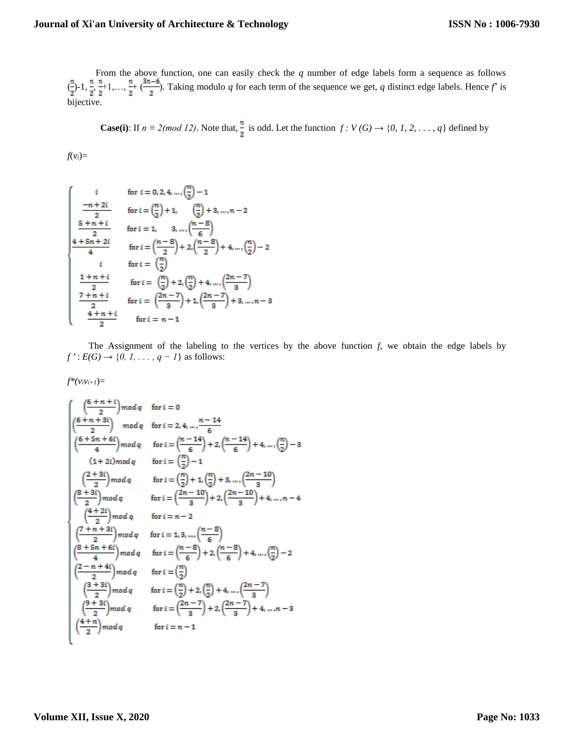From the above function, one can easily check the $q$ number of edge labels form a sequence as follows $(\frac{n}{2})$-1, $\frac{n}{2}$, $\frac{n}{2}$+1,…, $\frac{n}{2}$+ $(\frac{3n-6}{2})$. Taking modulo $q$ for each term of the sequence we get, $q$ distinct edge labels. Hence $f^*$ is bijective.

**Case(i)**: If $n \equiv 2(mod\ 12)$. Note that, $\frac{n}{2}$ is odd. Let the function $f : V(G) \rightarrow \{0, 1, 2, \ldots, q\}$ defined by

$f(v_i)$=

$$
\begin{cases}
i & \text{for } i = 0, 2, 4, \ldots, \left(\frac{n}{2}\right) - 1 \\
\frac{-n+2i}{2} & \text{for } i = \left(\frac{n}{2}\right) + 1, \quad \left(\frac{n}{2}\right) + 3, \ldots, n-2 \\
\frac{5+n+i}{2} & \text{for } i = 1, \quad 3, \ldots, \left(\frac{n-8}{6}\right) \\
\frac{4+5n+2i}{4} & \text{for } i = \left(\frac{n-8}{2}\right) + 2, \left(\frac{n-8}{2}\right) + 4, \ldots, \left(\frac{n}{2}\right) - 2 \\
i & \text{for } i = \left(\frac{n}{2}\right) \\
\frac{1+n+i}{2} & \text{for } i = \left(\frac{n}{2}\right) + 2, \left(\frac{n}{2}\right) + 4, \ldots, \left(\frac{2n-7}{3}\right) \\
\frac{7+n+i}{2} & \text{for } i = \left(\frac{2n-7}{3}\right) + 1, \left(\frac{2n-7}{3}\right) + 3, \ldots, n-3 \\
\frac{4+n+i}{2} & \text{for } i = n-1
\end{cases}
$$

The Assignment of the labeling to the vertices by the above function $f$, we obtain the edge labels by $f^*: E(G) \rightarrow \{0, 1, \ldots, q-1\}$ as follows:

$f^*(v_iv_{i+1})$=

$$
\begin{cases}
\left(\frac{6+n+i}{2}\right) mod\ q & \text{for } i = 0 \\
\left(\frac{6+n+3i}{2}\right) \quad mod\ q & \text{for } i = 2, 4, \ldots, \frac{n-14}{6} \\
\left(\frac{6+5n+6i}{4}\right) mod\ q & \text{for } i = \left(\frac{n-14}{6}\right) + 2, \left(\frac{n-14}{6}\right) + 4, \ldots, \left(\frac{n}{2}\right) - 3 \\
(1+2i) mod\ q & \text{for } i = \left(\frac{n}{2}\right) - 1 \\
\left(\frac{2+3i}{2}\right) mod\ q & \text{for } i = \left(\frac{n}{2}\right) + 1, \left(\frac{n}{2}\right) + 3, \ldots, \left(\frac{2n-10}{3}\right) \\
\left(\frac{8+3i}{2}\right) mod\ q & \text{for } i = \left(\frac{2n-10}{3}\right) + 2, \left(\frac{2n-10}{3}\right) + 4, \ldots, n-4 \\
\left(\frac{4+2i}{2}\right) mod\ q & \text{for } i = n-2 \\
\left(\frac{7+n+3i}{2}\right) mod\ q & \text{for } i = 1, 3, \ldots, \left(\frac{n-8}{6}\right) \\
\left(\frac{8+5n+6i}{4}\right) mod\ q & \text{for } i = \left(\frac{n-8}{6}\right) + 2, \left(\frac{n-8}{6}\right) + 4, \ldots, \left(\frac{n}{2}\right) - 2 \\
\left(\frac{2-n+4i}{2}\right) mod\ q & \text{for } i = \left(\frac{n}{2}\right) \\
\left(\frac{3+3i}{2}\right) mod\ q & \text{for } i = \left(\frac{n}{2}\right) + 2, \left(\frac{n}{2}\right) + 4, \ldots, \left(\frac{2n-7}{3}\right) \\
\left(\frac{9+3i}{2}\right) mod\ q & \text{for } i = \left(\frac{2n-7}{3}\right) + 2, \left(\frac{2n-7}{3}\right) + 4, \ldots, n-3 \\
\left(\frac{4+n}{2}\right) mod\ q & \text{for } i = n-1
\end{cases}
$$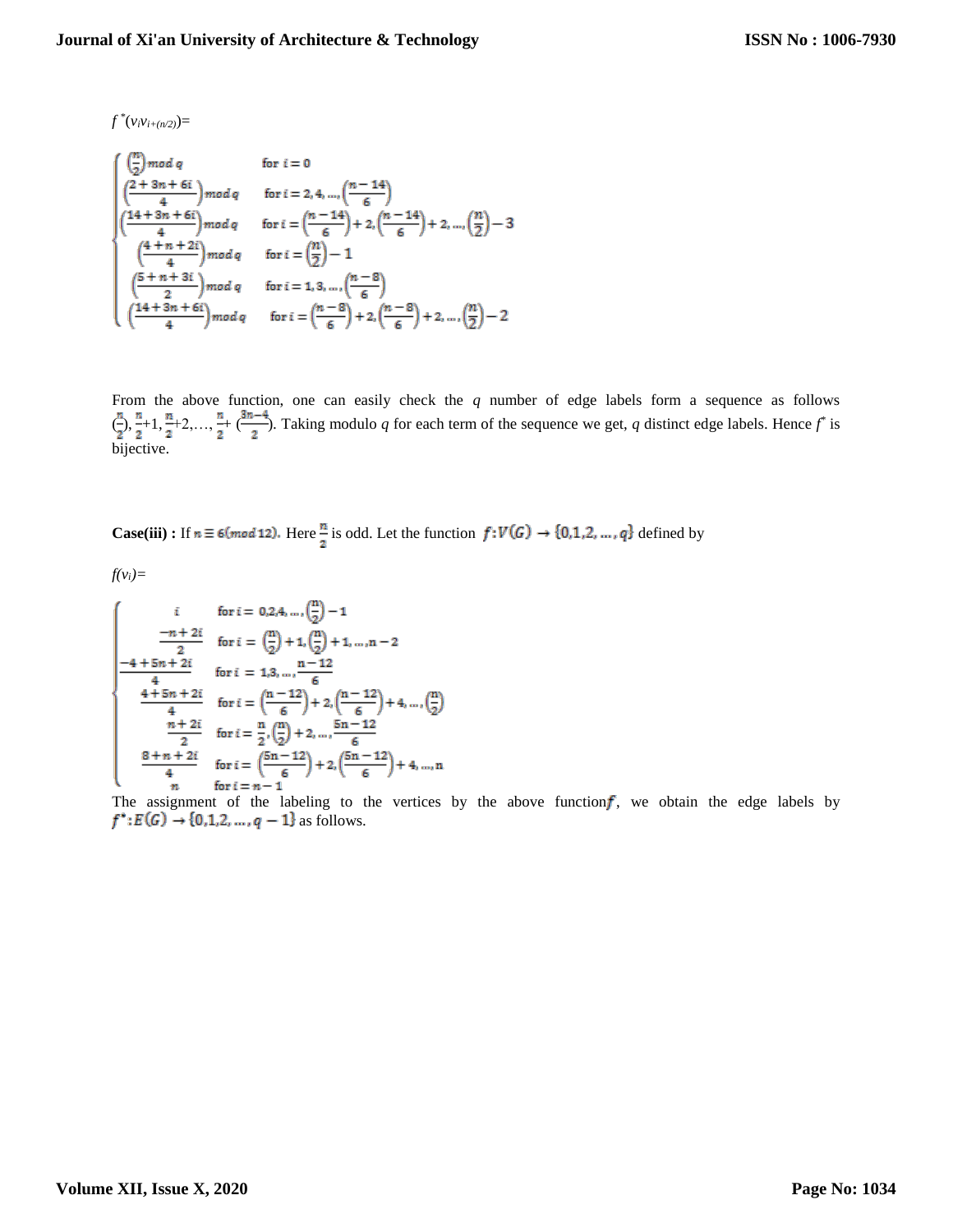$f^*(v_i v_{i+(n/2)})=$

$$
\begin{cases}
\left(\frac{n}{2}\right) mod\ q & \text{for } i = 0 \\
\left(\frac{2+3n+6i}{4}\right) mod\ q & \text{for } i = 2,4,\dots,\left(\frac{n-14}{6}\right) \\
\left(\frac{14+3n+6i}{4}\right) mod\ q & \text{for } i = \left(\frac{n-14}{6}\right)+2,\left(\frac{n-14}{6}\right)+2,\dots,\left(\frac{n}{2}\right)-3 \\
\left(\frac{4+n+2i}{4}\right) mod\ q & \text{for } i = \left(\frac{n}{2}\right)-1 \\
\left(\frac{5+n+3i}{2}\right) mod\ q & \text{for } i = 1,3,\dots,\left(\frac{n-8}{6}\right) \\
\left(\frac{14+3n+6i}{4}\right) mod\ q & \text{for } i = \left(\frac{n-8}{6}\right)+2,\left(\frac{n-8}{6}\right)+2,\dots,\left(\frac{n}{2}\right)-2
\end{cases}
$$

From the above function, one can easily check the $q$ number of edge labels form a sequence as follows $(\frac{n}{2}), \frac{n}{2}+1, \frac{n}{2}+2,\dots, \frac{n}{2}+(\frac{3n-4}{2})$. Taking modulo $q$ for each term of the sequence we get, $q$ distinct edge labels. Hence $f^*$ is bijective.

**Case(iii) :** If $n \equiv 6(mod\ 12)$. Here $\frac{n}{2}$ is odd. Let the function $f: V(G) \rightarrow \{0,1,2,\dots,q\}$ defined by

$f(v_i)=$

$$
\begin{cases}
i & \text{for } i = 0,2,4,\dots,\left(\frac{n}{2}\right)-1 \\
\frac{-n+2i}{2} & \text{for } i = \left(\frac{n}{2}\right)+1,\left(\frac{n}{2}\right)+1,\dots,n-2 \\
\frac{-4+5n+2i}{4} & \text{for } i = 1,3,\dots,\frac{n-12}{6} \\
\frac{4+5n+2i}{4} & \text{for } i = \left(\frac{n-12}{6}\right)+2,\left(\frac{n-12}{6}\right)+4,\dots,\left(\frac{n}{2}\right) \\
\frac{n+2i}{2} & \text{for } i = \frac{n}{2},\left(\frac{n}{2}\right)+2,\dots,\frac{5n-12}{6} \\
\frac{8+n+2i}{4} & \text{for } i = \left(\frac{5n-12}{6}\right)+2,\left(\frac{5n-12}{6}\right)+4,\dots,n \\
n & \text{for } i = n-1
\end{cases}
$$

The assignment of the labeling to the vertices by the above function $f$, we obtain the edge labels by $f^*: E(G) \rightarrow \{0,1,2,\dots,q-1\}$ as follows.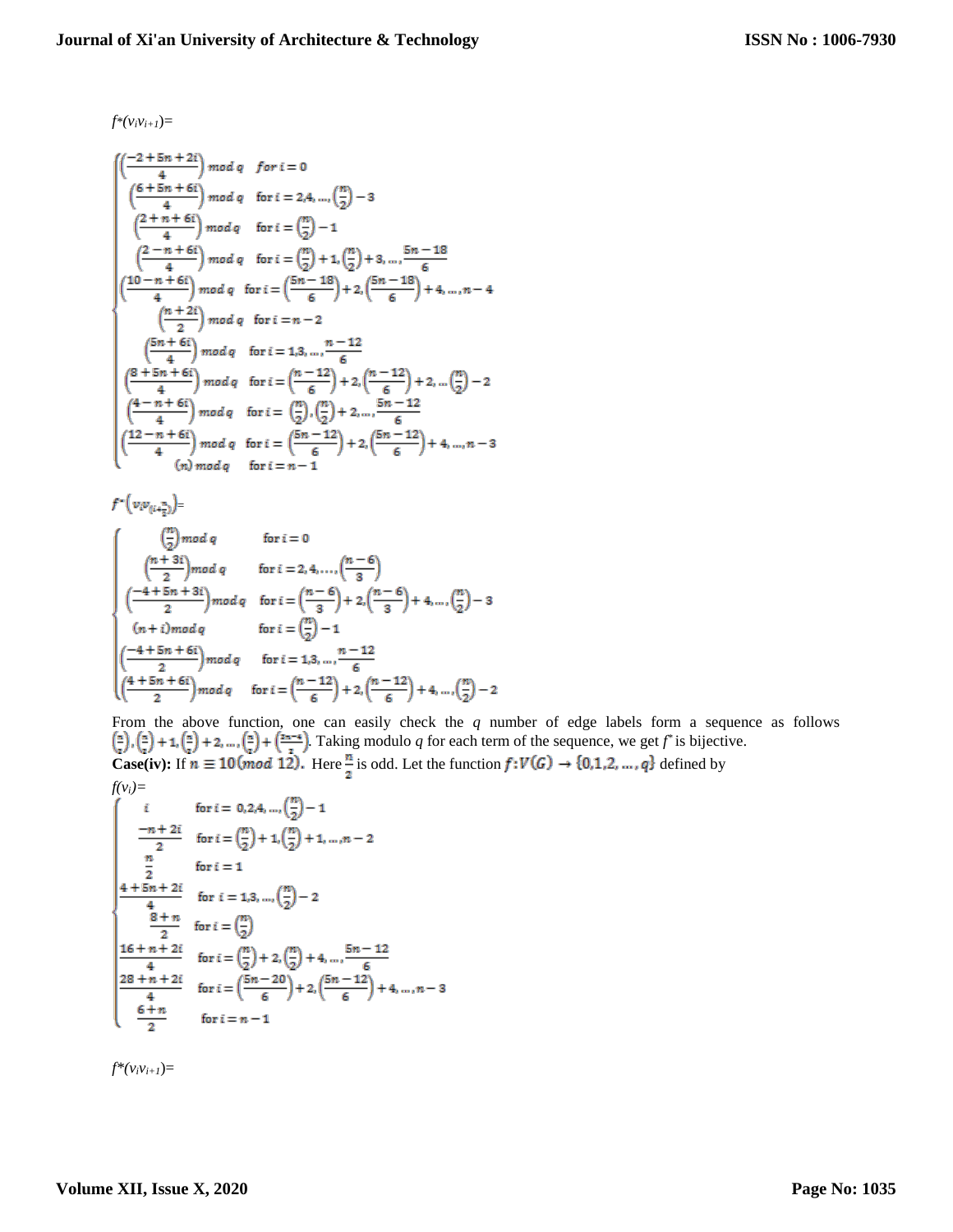$f^*(v_iv_{i+1})=$

$$
\begin{cases}
\left(\frac{-2+5n+2i}{4}\right) mod\ q & for\ i=0 \\
\left(\frac{6+5n+6i}{4}\right) mod\ q & \text{for } i=2,4,\dots,\left(\frac{n}{2}\right)-3 \\
\left(\frac{2+n+6i}{4}\right) mod\ q & \text{for } i=\left(\frac{n}{2}\right)-1 \\
\left(\frac{2-n+6i}{4}\right) mod\ q & \text{for } i=\left(\frac{n}{2}\right)+1,\left(\frac{n}{2}\right)+3,\dots,\frac{5n-18}{6} \\
\left(\frac{10-n+6i}{4}\right) mod\ q & \text{for } i=\left(\frac{5n-18}{6}\right)+2,\left(\frac{5n-18}{6}\right)+4,\dots,n-4 \\
\left(\frac{n+2i}{2}\right) mod\ q & \text{for } i=n-2 \\
\left(\frac{5n+6i}{4}\right) mod\ q & \text{for } i=1,3,\dots,\frac{n-12}{6} \\
\left(\frac{8+5n+6i}{4}\right) mod\ q & \text{for } i=\left(\frac{n-12}{6}\right)+2,\left(\frac{n-12}{6}\right)+2,\dots\left(\frac{n}{2}\right)-2 \\
\left(\frac{4-n+6i}{4}\right) mod\ q & \text{for } i=\left(\frac{n}{2}\right),\left(\frac{n}{2}\right)+2,\dots,\frac{5n-12}{6} \\
\left(\frac{12-n+6i}{4}\right) mod\ q & \text{for } i=\left(\frac{5n-12}{6}\right)+2,\left(\frac{5n-12}{6}\right)+4,\dots,n-3 \\
(n)\ mod\ q & \text{for } i=n-1
\end{cases}
$$

$f^*\left(v_iv_{(i+\frac{n}{2})}\right)=$

$$
\begin{cases}
\left(\frac{n}{2}\right) mod\ q & \text{for } i=0 \\
\left(\frac{n+3i}{2}\right) mod\ q & \text{for } i=2,4,\dots,\left(\frac{n-6}{3}\right) \\
\left(\frac{-4+5n+3i}{2}\right) mod\ q & \text{for } i=\left(\frac{n-6}{3}\right)+2,\left(\frac{n-6}{3}\right)+4,\dots,\left(\frac{n}{2}\right)-3 \\
(n+i)\ mod\ q & \text{for } i=\left(\frac{n}{2}\right)-1 \\
\left(\frac{-4+5n+6i}{2}\right) mod\ q & \text{for } i=1,3,\dots,\frac{n-12}{6} \\
\left(\frac{4+5n+6i}{2}\right) mod\ q & \text{for } i=\left(\frac{n-12}{6}\right)+2,\left(\frac{n-12}{6}\right)+4,\dots,\left(\frac{n}{2}\right)-2
\end{cases}
$$

From the above function, one can easily check the $q$ number of edge labels form a sequence as follows $\left(\frac{n}{2}\right),\left(\frac{n}{2}\right)+1,\left(\frac{n}{2}\right)+2,\dots,\left(\frac{n}{2}\right)+\left(\frac{3n-4}{2}\right)$. Taking modulo $q$ for each term of the sequence, we get $f^*$ is bijective.

**Case(iv):** If $n \equiv 10(mod\ 12)$. Here $\frac{n}{2}$ is odd. Let the function $f: V(G) \rightarrow \{0,1,2,\dots,q\}$ defined by

$f(v_i)=$

$$
\begin{cases}
i & \text{for } i=0,2,4,\dots,\left(\frac{n}{2}\right)-1 \\
\frac{-n+2i}{2} & \text{for } i=\left(\frac{n}{2}\right)+1,\left(\frac{n}{2}\right)+1,\dots,n-2 \\
\frac{n}{2} & \text{for } i=1 \\
\frac{4+5n+2i}{4} & \text{for } i=1,3,\dots,\left(\frac{n}{2}\right)-2 \\
\frac{8+n}{2} & \text{for } i=\left(\frac{n}{2}\right) \\
\frac{16+n+2i}{4} & \text{for } i=\left(\frac{n}{2}\right)+2,\left(\frac{n}{2}\right)+4,\dots,\frac{5n-12}{6} \\
\frac{28+n+2i}{4} & \text{for } i=\left(\frac{5n-20}{6}\right)+2,\left(\frac{5n-12}{6}\right)+4,\dots,n-3 \\
\frac{6+n}{2} & \text{for } i=n-1
\end{cases}
$$

$f^*(v_iv_{i+1})=$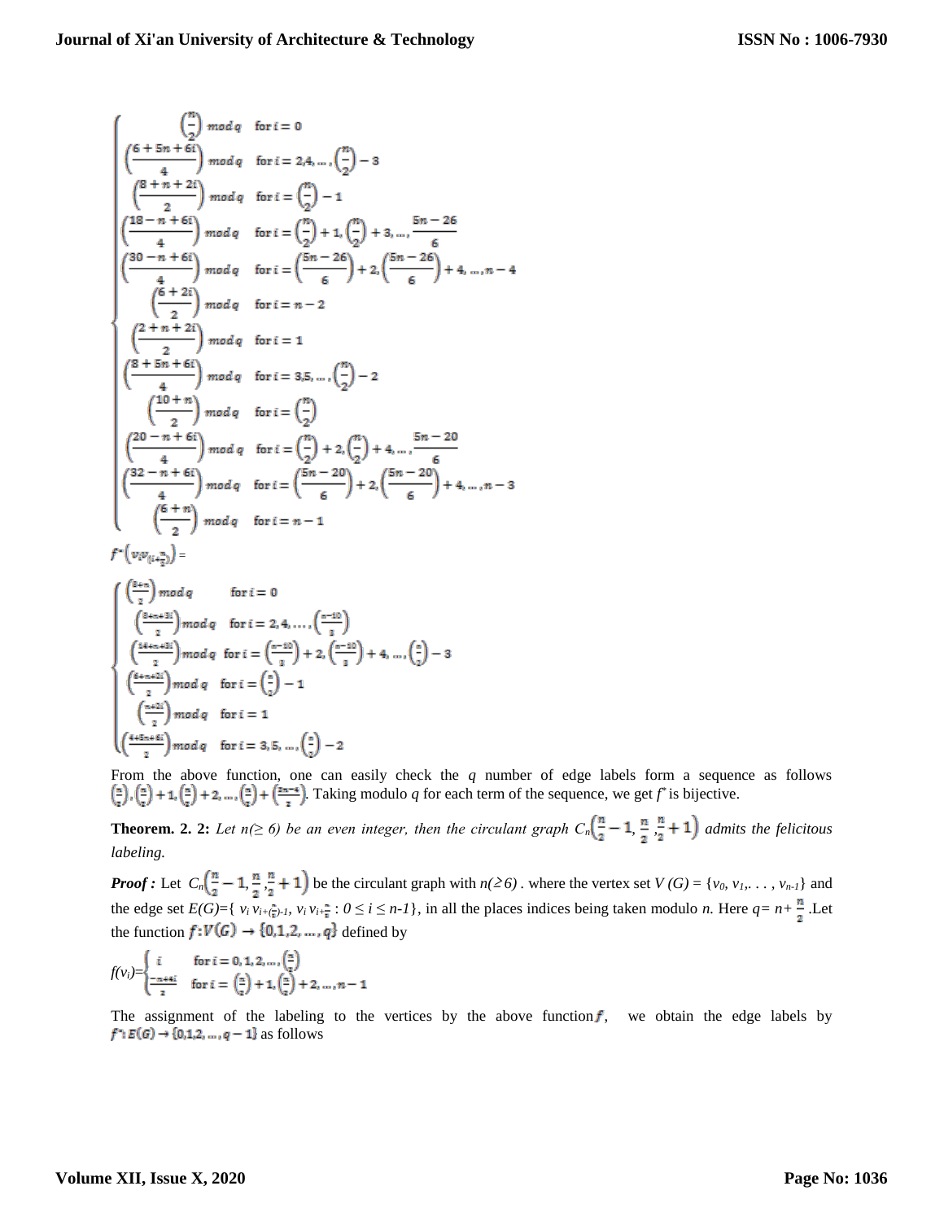$$
\begin{cases}
\left(\frac{n}{2}\right) mod\, q & \text{for } i = 0 \\
\left(\frac{6+5n+6i}{4}\right) mod\, q & \text{for } i = 2,4,\ldots,\left(\frac{n}{2}\right)-3 \\
\left(\frac{8+n+2i}{2}\right) mod\, q & \text{for } i = \left(\frac{n}{2}\right)-1 \\
\left(\frac{18-n+6i}{4}\right) mod\, q & \text{for } i = \left(\frac{n}{2}\right)+1,\left(\frac{n}{2}\right)+3,\ldots,\frac{5n-26}{6} \\
\left(\frac{30-n+6i}{4}\right) mod\, q & \text{for } i = \left(\frac{5n-26}{6}\right)+2,\left(\frac{5n-26}{6}\right)+4,\ldots,n-4 \\
\left(\frac{6+2i}{2}\right) mod\, q & \text{for } i = n-2 \\
\left(\frac{2+n+2i}{2}\right) mod\, q & \text{for } i = 1 \\
\left(\frac{8+5n+6i}{4}\right) mod\, q & \text{for } i = 3,5,\ldots,\left(\frac{n}{2}\right)-2 \\
\left(\frac{10+n}{2}\right) mod\, q & \text{for } i = \left(\frac{n}{2}\right) \\
\left(\frac{20-n+6i}{4}\right) mod\, q & \text{for } i = \left(\frac{n}{2}\right)+2,\left(\frac{n}{2}\right)+4,\ldots,\frac{5n-20}{6} \\
\left(\frac{32-n+6i}{4}\right) mod\, q & \text{for } i = \left(\frac{5n-20}{6}\right)+2,\left(\frac{5n-20}{6}\right)+4,\ldots,n-3 \\
\left(\frac{6+n}{2}\right) mod\, q & \text{for } i = n-1
\end{cases}
$$

$f^*\left(v_i v_{\left(i+\frac{n}{2}\right)}\right) =$

$$
\begin{cases}
\left(\frac{8+n}{2}\right) mod\, q & \text{for } i = 0 \\
\left(\frac{8+n+3i}{2}\right) mod\, q & \text{for } i = 2,4,\ldots,\left(\frac{n-10}{3}\right) \\
\left(\frac{14+n+3i}{2}\right) mod\, q & \text{for } i = \left(\frac{n-10}{3}\right)+2,\left(\frac{n-10}{3}\right)+4,\ldots,\left(\frac{n}{2}\right)-3 \\
\left(\frac{6+n+2i}{2}\right) mod\, q & \text{for } i = \left(\frac{n}{2}\right)-1 \\
\left(\frac{n+2i}{2}\right) mod\, q & \text{for } i = 1 \\
\left(\frac{4+5n+6i}{2}\right) mod\, q & \text{for } i = 3,5,\ldots,\left(\frac{n}{2}\right)-2
\end{cases}
$$

From the above function, one can easily check the $q$ number of edge labels form a sequence as follows $\left(\frac{n}{2}\right), \left(\frac{n}{2}\right)+1, \left(\frac{n}{2}\right)+2, \ldots, \left(\frac{n}{2}\right)+\left(\frac{2n-4}{2}\right)$. Taking modulo $q$ for each term of the sequence, we get $f^*$ is bijective.

**Theorem. 2. 2:** *Let $n(\geq 6)$ be an even integer, then the circulant graph $C_n\left(\frac{n}{2}-1, \frac{n}{2}, \frac{n}{2}+1\right)$ admits the felicitous labeling.*

***Proof :*** Let $C_n\left(\frac{n}{2}-1, \frac{n}{2}, \frac{n}{2}+1\right)$ be the circulant graph with $n(\geq 6)$. where the vertex set $V(G) = \{v_0, v_1, \ldots, v_{n-1}\}$ and the edge set $E(G)=\{ v_i v_{i+\left(\frac{n}{2}\right)-1}, v_i v_{i+\frac{n}{2}} : 0 \leq i \leq n-1\}$, in all the places indices being taken modulo $n$. Here $q= n+\frac{n}{2}$ .Let the function $f: V(G) \rightarrow \{0,1,2,\ldots,q\}$ defined by

$$
f(v_i)=\begin{cases} i & \text{for } i = 0,1,2,\ldots,\left(\frac{n}{2}\right) \\ \frac{-n+4i}{2} & \text{for } i = \left(\frac{n}{2}\right)+1,\left(\frac{n}{2}\right)+2,\ldots,n-1 \end{cases}
$$

The assignment of the labeling to the vertices by the above function $f$, we obtain the edge labels by $f^*: E(G) \rightarrow \{0,1,2,\ldots,q-1\}$ as follows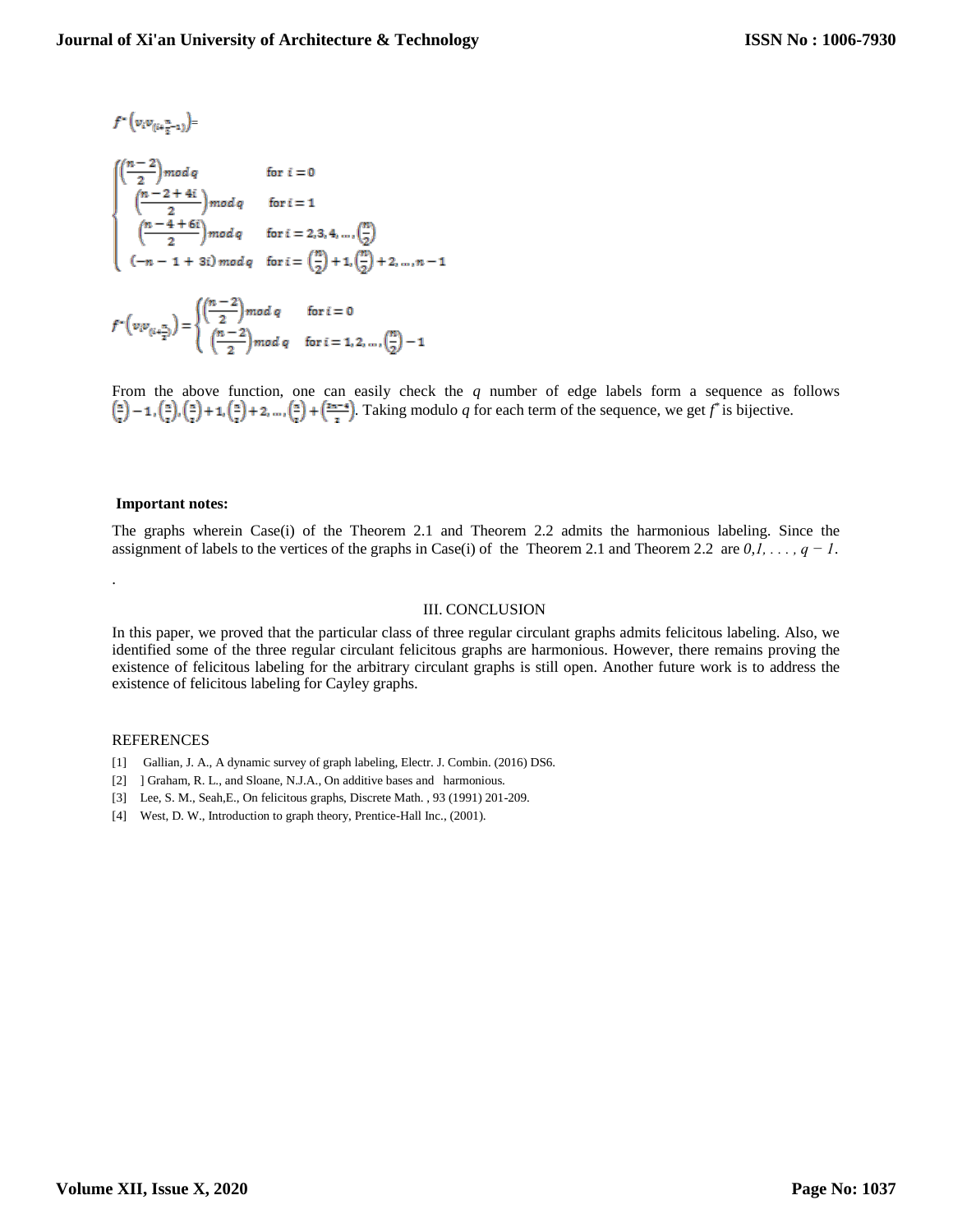$$f^*\left(v_i v_{\left(i+\frac{n}{2}-1\right)}\right)=$$

$$\begin{cases} \left(\frac{n-2}{2}\right) mod\, q & \text{for } i=0 \\ \left(\frac{n-2+4i}{2}\right) mod\, q & \text{for } i=1 \\ \left(\frac{n-4+6i}{2}\right) mod\, q & \text{for } i=2,3,4,\ldots,\left(\frac{n}{2}\right) \\ (-n-1+3i)\, mod\, q & \text{for } i=\left(\frac{n}{2}\right)+1,\left(\frac{n}{2}\right)+2,\ldots,n-1 \end{cases}$$

$$f^*\left(v_i v_{\left(i+\frac{n}{2}\right)}\right)=\begin{cases} \left(\frac{n-2}{2}\right) mod\, q & \text{for } i=0 \\ \left(\frac{n-2}{2}\right) mod\, q & \text{for } i=1,2,\ldots,\left(\frac{n}{2}\right)-1 \end{cases}$$

From the above function, one can easily check the $q$ number of edge labels form a sequence as follows $\left(\frac{n}{2}\right)-1, \left(\frac{n}{2}\right), \left(\frac{n}{2}\right)+1, \left(\frac{n}{2}\right)+2, \ldots, \left(\frac{n}{2}\right)+\left(\frac{2n-4}{2}\right)$. Taking modulo $q$ for each term of the sequence, we get $f^*$ is bijective.

**Important notes:**

The graphs wherein Case(i) of the Theorem 2.1 and Theorem 2.2 admits the harmonious labeling. Since the assignment of labels to the vertices of the graphs in Case(i) of the Theorem 2.1 and Theorem 2.2 are $0, 1, \ldots, q-1$.

.

## III. CONCLUSION

In this paper, we proved that the particular class of three regular circulant graphs admits felicitous labeling. Also, we identified some of the three regular circulant felicitous graphs are harmonious. However, there remains proving the existence of felicitous labeling for the arbitrary circulant graphs is still open. Another future work is to address the existence of felicitous labeling for Cayley graphs.

## REFERENCES

[1] Gallian, J. A., A dynamic survey of graph labeling, Electr. J. Combin. (2016) DS6.

[2] ] Graham, R. L., and Sloane, N.J.A., On additive bases and harmonious.

[3] Lee, S. M., Seah,E., On felicitous graphs, Discrete Math. , 93 (1991) 201-209.

[4] West, D. W., Introduction to graph theory, Prentice-Hall Inc., (2001).